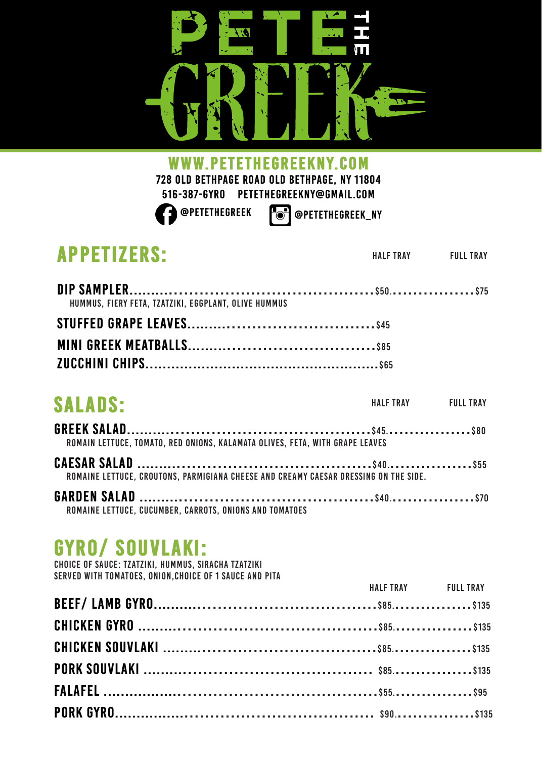# PETE THE GREEK

**WWW.PETETHEGREEKNY.COM**

728 OLD BETHPAGE ROAD OLD BETHPAGE, NY 11804

516-387-GYRO PETETHEGREEKNY@GMAIL.COM

@PETETHEGREEK @PETETHEGREEK_NY

## APPETIZERS:

| Item | HALF TRAY | FULL TRAY |
|---|---|---|
| **DIP SAMPLER**<br>HUMMUS, FIERY FETA, TZATZIKI, EGGPLANT, OLIVE HUMMUS | $50 | $75 |
| **STUFFED GRAPE LEAVES** | $45 | |
| **MINI GREEK MEATBALLS** | $85 | |
| **ZUCCHINI CHIPS** | $65 | |

## SALADS:

| Item | HALF TRAY | FULL TRAY |
|---|---|---|
| **GREEK SALAD**<br>ROMAIN LETTUCE, TOMATO, RED ONIONS, KALAMATA OLIVES, FETA, WITH GRAPE LEAVES | $45 | $80 |
| **CAESAR SALAD**<br>ROMAINE LETTUCE, CROUTONS, PARMIGIANA CHEESE AND CREAMY CAESAR DRESSING ON THE SIDE. | $40 | $55 |
| **GARDEN SALAD**<br>ROMAINE LETTUCE, CUCUMBER, CARROTS, ONIONS AND TOMATOES | $40 | $70 |

## GYRO/ SOUVLAKI:

CHOICE OF SAUCE: TZATZIKI, HUMMUS, SIRACHA TZATZIKI

SERVED WITH TOMATOES, ONION,CHOICE OF 1 SAUCE AND PITA

| Item | HALF TRAY | FULL TRAY |
|---|---|---|
| **BEEF/ LAMB GYRO** | $85 | $135 |
| **CHICKEN GYRO** | $85 | $135 |
| **CHICKEN SOUVLAKI** | $85 | $135 |
| **PORK SOUVLAKI** | $85 | $135 |
| **FALAFEL** | $55 | $95 |
| **PORK GYRO** | $90 | $135 |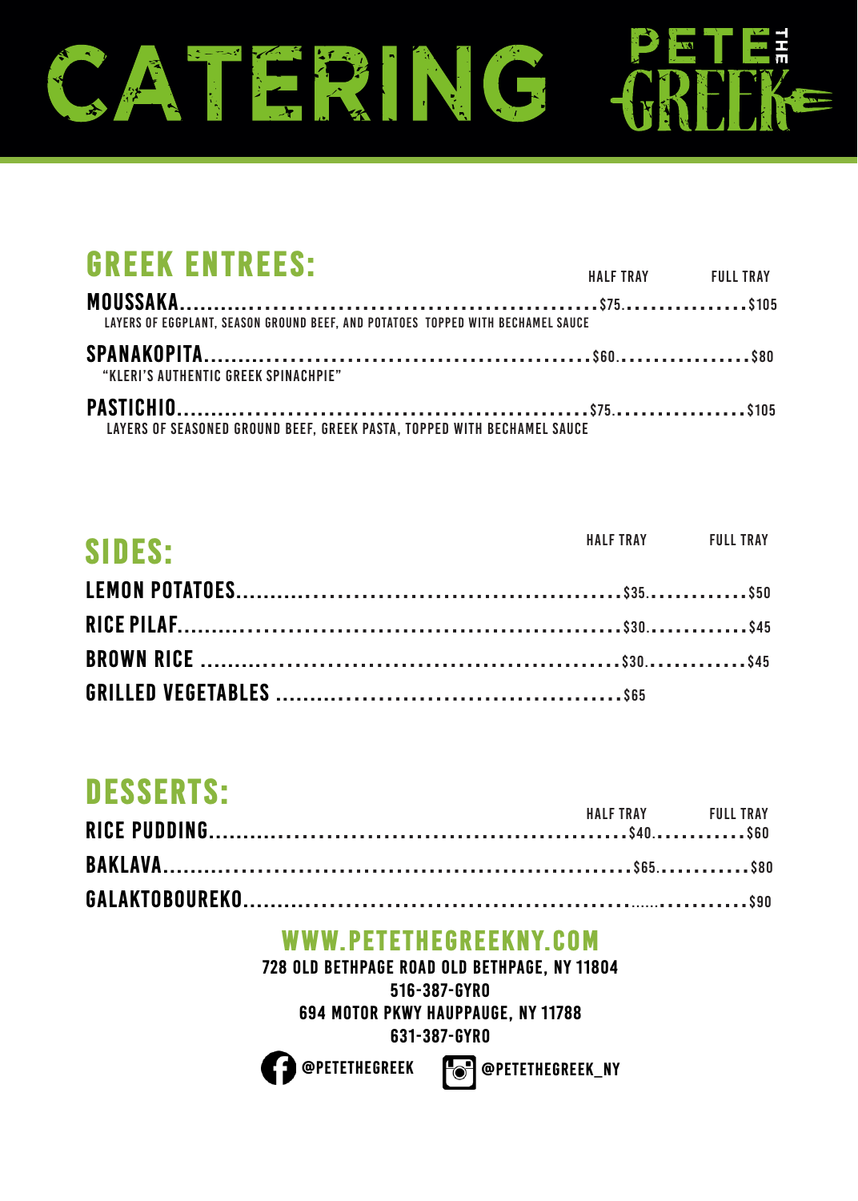# CATERING

PETE THE GREEK

## GREEK ENTREES:

| | HALF TRAY | FULL TRAY |
|---|---|---|
| **MOUSSAKA** <br> LAYERS OF EGGPLANT, SEASON GROUND BEEF, AND POTATOES TOPPED WITH BECHAMEL SAUCE | $75 | $105 |
| **SPANAKOPITA** <br> "KLERI'S AUTHENTIC GREEK SPINACHPIE" | $60 | $80 |
| **PASTICHIO** <br> LAYERS OF SEASONED GROUND BEEF, GREEK PASTA, TOPPED WITH BECHAMEL SAUCE | $75 | $105 |

## SIDES:

| | HALF TRAY | FULL TRAY |
|---|---|---|
| **LEMON POTATOES** | $35 | $50 |
| **RICE PILAF** | $30 | $45 |
| **BROWN RICE** | $30 | $45 |
| **GRILLED VEGETABLES** | $65 | |

## DESSERTS:

| | HALF TRAY | FULL TRAY |
|---|---|---|
| **RICE PUDDING** | $40 | $60 |
| **BAKLAVA** | $65 | $80 |
| **GALAKTOBOUREKO** | | $90 |

**WWW.PETETHEGREEKNY.COM**

728 OLD BETHPAGE ROAD OLD BETHPAGE, NY 11804
516-387-GYRO
694 MOTOR PKWY HAUPPAUGE, NY 11788
631-387-GYRO

@PETETHEGREEK @PETETHEGREEK_NY